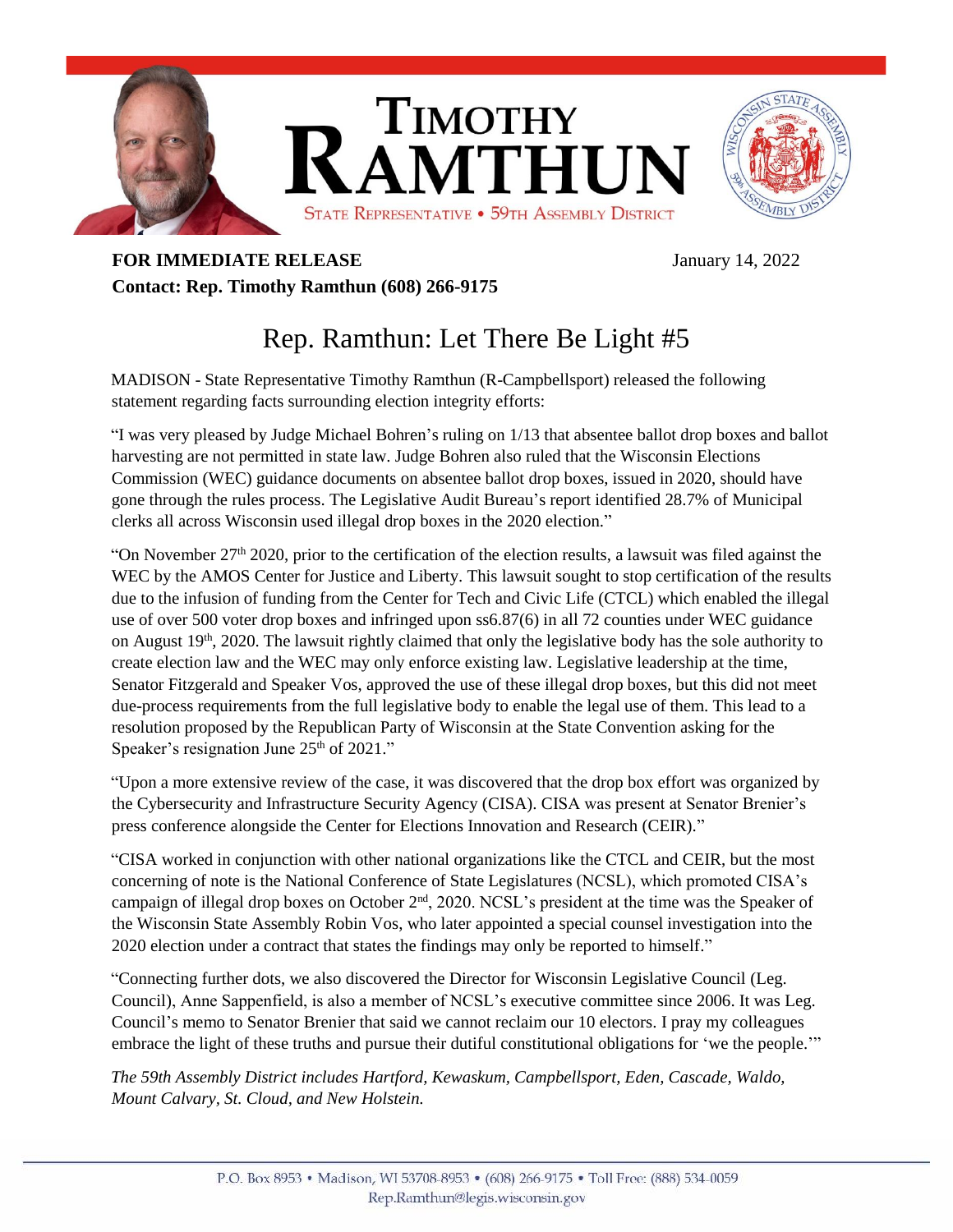# TIMOTHY RAMTHUN

STATE REPRESENTATIVE • 59TH ASSEMBLY DISTRICT

**FOR IMMEDIATE RELEASE** January 14, 2022

**Contact: Rep. Timothy Ramthun (608) 266-9175**

## Rep. Ramthun: Let There Be Light #5

MADISON - State Representative Timothy Ramthun (R-Campbellsport) released the following statement regarding facts surrounding election integrity efforts:

"I was very pleased by Judge Michael Bohren's ruling on 1/13 that absentee ballot drop boxes and ballot harvesting are not permitted in state law. Judge Bohren also ruled that the Wisconsin Elections Commission (WEC) guidance documents on absentee ballot drop boxes, issued in 2020, should have gone through the rules process. The Legislative Audit Bureau's report identified 28.7% of Municipal clerks all across Wisconsin used illegal drop boxes in the 2020 election."

"On November 27th 2020, prior to the certification of the election results, a lawsuit was filed against the WEC by the AMOS Center for Justice and Liberty. This lawsuit sought to stop certification of the results due to the infusion of funding from the Center for Tech and Civic Life (CTCL) which enabled the illegal use of over 500 voter drop boxes and infringed upon ss6.87(6) in all 72 counties under WEC guidance on August 19th, 2020. The lawsuit rightly claimed that only the legislative body has the sole authority to create election law and the WEC may only enforce existing law. Legislative leadership at the time, Senator Fitzgerald and Speaker Vos, approved the use of these illegal drop boxes, but this did not meet due-process requirements from the full legislative body to enable the legal use of them. This lead to a resolution proposed by the Republican Party of Wisconsin at the State Convention asking for the Speaker's resignation June 25th of 2021."

"Upon a more extensive review of the case, it was discovered that the drop box effort was organized by the Cybersecurity and Infrastructure Security Agency (CISA). CISA was present at Senator Brenier's press conference alongside the Center for Elections Innovation and Research (CEIR)."

"CISA worked in conjunction with other national organizations like the CTCL and CEIR, but the most concerning of note is the National Conference of State Legislatures (NCSL), which promoted CISA's campaign of illegal drop boxes on October 2nd, 2020. NCSL's president at the time was the Speaker of the Wisconsin State Assembly Robin Vos, who later appointed a special counsel investigation into the 2020 election under a contract that states the findings may only be reported to himself."

"Connecting further dots, we also discovered the Director for Wisconsin Legislative Council (Leg. Council), Anne Sappenfield, is also a member of NCSL's executive committee since 2006. It was Leg. Council's memo to Senator Brenier that said we cannot reclaim our 10 electors. I pray my colleagues embrace the light of these truths and pursue their dutiful constitutional obligations for 'we the people.'"

*The 59th Assembly District includes Hartford, Kewaskum, Campbellsport, Eden, Cascade, Waldo, Mount Calvary, St. Cloud, and New Holstein.*

P.O. Box 8953 • Madison, WI 53708-8953 • (608) 266-9175 • Toll Free: (888) 534-0059
Rep.Ramthun@legis.wisconsin.gov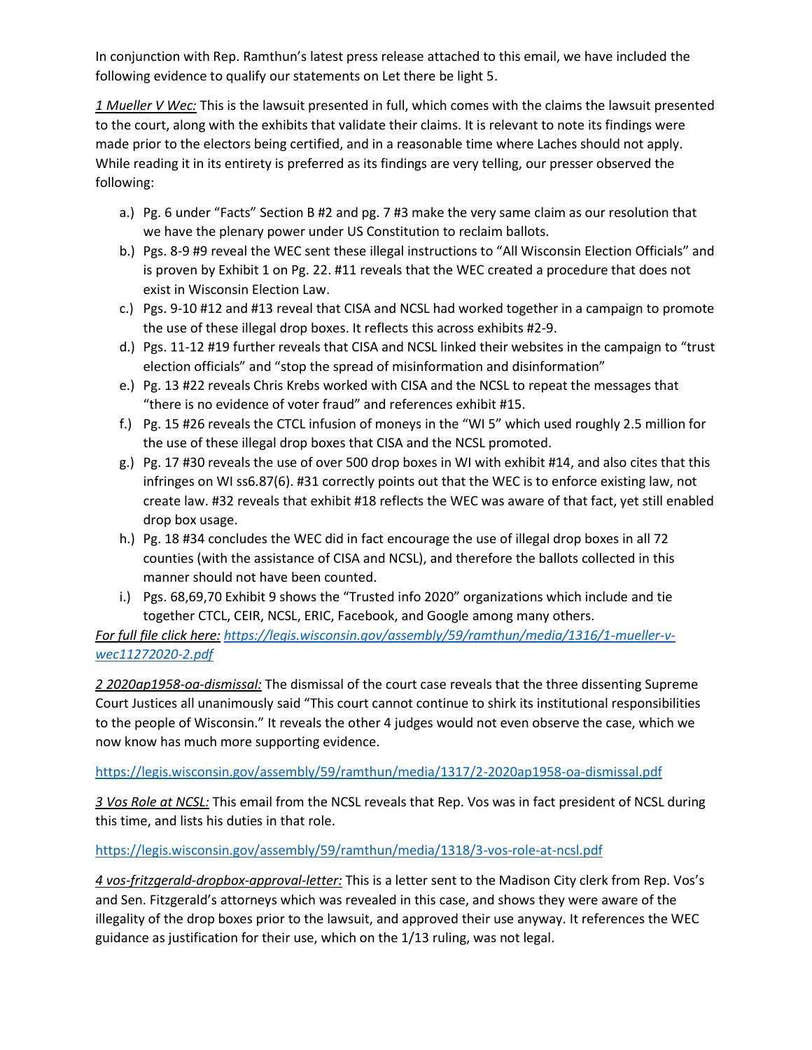In conjunction with Rep. Ramthun's latest press release attached to this email, we have included the following evidence to qualify our statements on Let there be light 5.

*1 Mueller V Wec:* This is the lawsuit presented in full, which comes with the claims the lawsuit presented to the court, along with the exhibits that validate their claims. It is relevant to note its findings were made prior to the electors being certified, and in a reasonable time where Laches should not apply. While reading it in its entirety is preferred as its findings are very telling, our presser observed the following:

- a.) Pg. 6 under "Facts" Section B #2 and pg. 7 #3 make the very same claim as our resolution that we have the plenary power under US Constitution to reclaim ballots.
- b.) Pgs. 8-9 #9 reveal the WEC sent these illegal instructions to "All Wisconsin Election Officials" and is proven by Exhibit 1 on Pg. 22. #11 reveals that the WEC created a procedure that does not exist in Wisconsin Election Law.
- c.) Pgs. 9-10 #12 and #13 reveal that CISA and NCSL had worked together in a campaign to promote the use of these illegal drop boxes. It reflects this across exhibits #2-9.
- d.) Pgs. 11-12 #19 further reveals that CISA and NCSL linked their websites in the campaign to "trust election officials" and "stop the spread of misinformation and disinformation"
- e.) Pg. 13 #22 reveals Chris Krebs worked with CISA and the NCSL to repeat the messages that "there is no evidence of voter fraud" and references exhibit #15.
- f.) Pg. 15 #26 reveals the CTCL infusion of moneys in the "WI 5" which used roughly 2.5 million for the use of these illegal drop boxes that CISA and the NCSL promoted.
- g.) Pg. 17 #30 reveals the use of over 500 drop boxes in WI with exhibit #14, and also cites that this infringes on WI ss6.87(6). #31 correctly points out that the WEC is to enforce existing law, not create law. #32 reveals that exhibit #18 reflects the WEC was aware of that fact, yet still enabled drop box usage.
- h.) Pg. 18 #34 concludes the WEC did in fact encourage the use of illegal drop boxes in all 72 counties (with the assistance of CISA and NCSL), and therefore the ballots collected in this manner should not have been counted.
- i.) Pgs. 68,69,70 Exhibit 9 shows the "Trusted info 2020" organizations which include and tie together CTCL, CEIR, NCSL, ERIC, Facebook, and Google among many others.

*For full file click here: https://legis.wisconsin.gov/assembly/59/ramthun/media/1316/1-mueller-v-wec11272020-2.pdf*

*2 2020ap1958-oa-dismissal:* The dismissal of the court case reveals that the three dissenting Supreme Court Justices all unanimously said "This court cannot continue to shirk its institutional responsibilities to the people of Wisconsin." It reveals the other 4 judges would not even observe the case, which we now know has much more supporting evidence.

https://legis.wisconsin.gov/assembly/59/ramthun/media/1317/2-2020ap1958-oa-dismissal.pdf

*3 Vos Role at NCSL:* This email from the NCSL reveals that Rep. Vos was in fact president of NCSL during this time, and lists his duties in that role.

https://legis.wisconsin.gov/assembly/59/ramthun/media/1318/3-vos-role-at-ncsl.pdf

*4 vos-fritzgerald-dropbox-approval-letter:* This is a letter sent to the Madison City clerk from Rep. Vos's and Sen. Fitzgerald's attorneys which was revealed in this case, and shows they were aware of the illegality of the drop boxes prior to the lawsuit, and approved their use anyway. It references the WEC guidance as justification for their use, which on the 1/13 ruling, was not legal.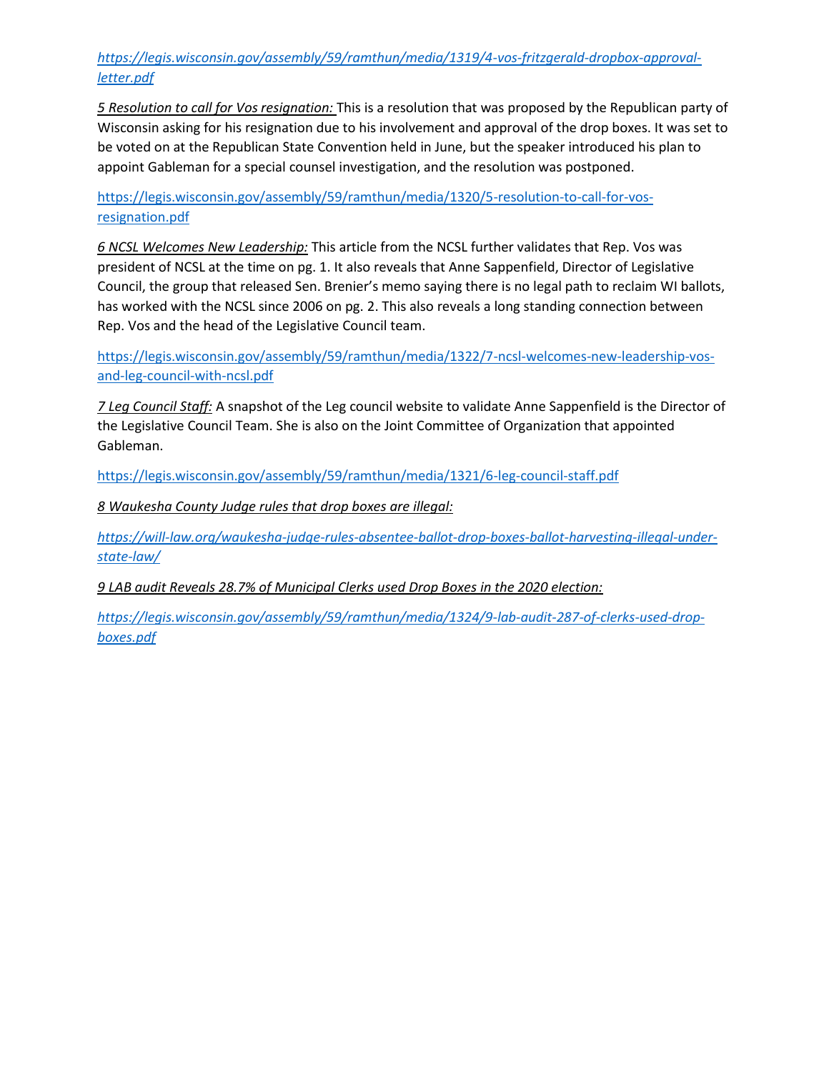*https://legis.wisconsin.gov/assembly/59/ramthun/media/1319/4-vos-fritzgerald-dropbox-approval-letter.pdf*

*5 Resolution to call for Vos resignation:* This is a resolution that was proposed by the Republican party of Wisconsin asking for his resignation due to his involvement and approval of the drop boxes. It was set to be voted on at the Republican State Convention held in June, but the speaker introduced his plan to appoint Gableman for a special counsel investigation, and the resolution was postponed.

https://legis.wisconsin.gov/assembly/59/ramthun/media/1320/5-resolution-to-call-for-vos-resignation.pdf

*6 NCSL Welcomes New Leadership:* This article from the NCSL further validates that Rep. Vos was president of NCSL at the time on pg. 1. It also reveals that Anne Sappenfield, Director of Legislative Council, the group that released Sen. Brenier's memo saying there is no legal path to reclaim WI ballots, has worked with the NCSL since 2006 on pg. 2. This also reveals a long standing connection between Rep. Vos and the head of the Legislative Council team.

https://legis.wisconsin.gov/assembly/59/ramthun/media/1322/7-ncsl-welcomes-new-leadership-vos-and-leg-council-with-ncsl.pdf

*7 Leg Council Staff:* A snapshot of the Leg council website to validate Anne Sappenfield is the Director of the Legislative Council Team. She is also on the Joint Committee of Organization that appointed Gableman.

https://legis.wisconsin.gov/assembly/59/ramthun/media/1321/6-leg-council-staff.pdf

*8 Waukesha County Judge rules that drop boxes are illegal:*

*https://will-law.org/waukesha-judge-rules-absentee-ballot-drop-boxes-ballot-harvesting-illegal-under-state-law/*

*9 LAB audit Reveals 28.7% of Municipal Clerks used Drop Boxes in the 2020 election:*

*https://legis.wisconsin.gov/assembly/59/ramthun/media/1324/9-lab-audit-287-of-clerks-used-drop-boxes.pdf*